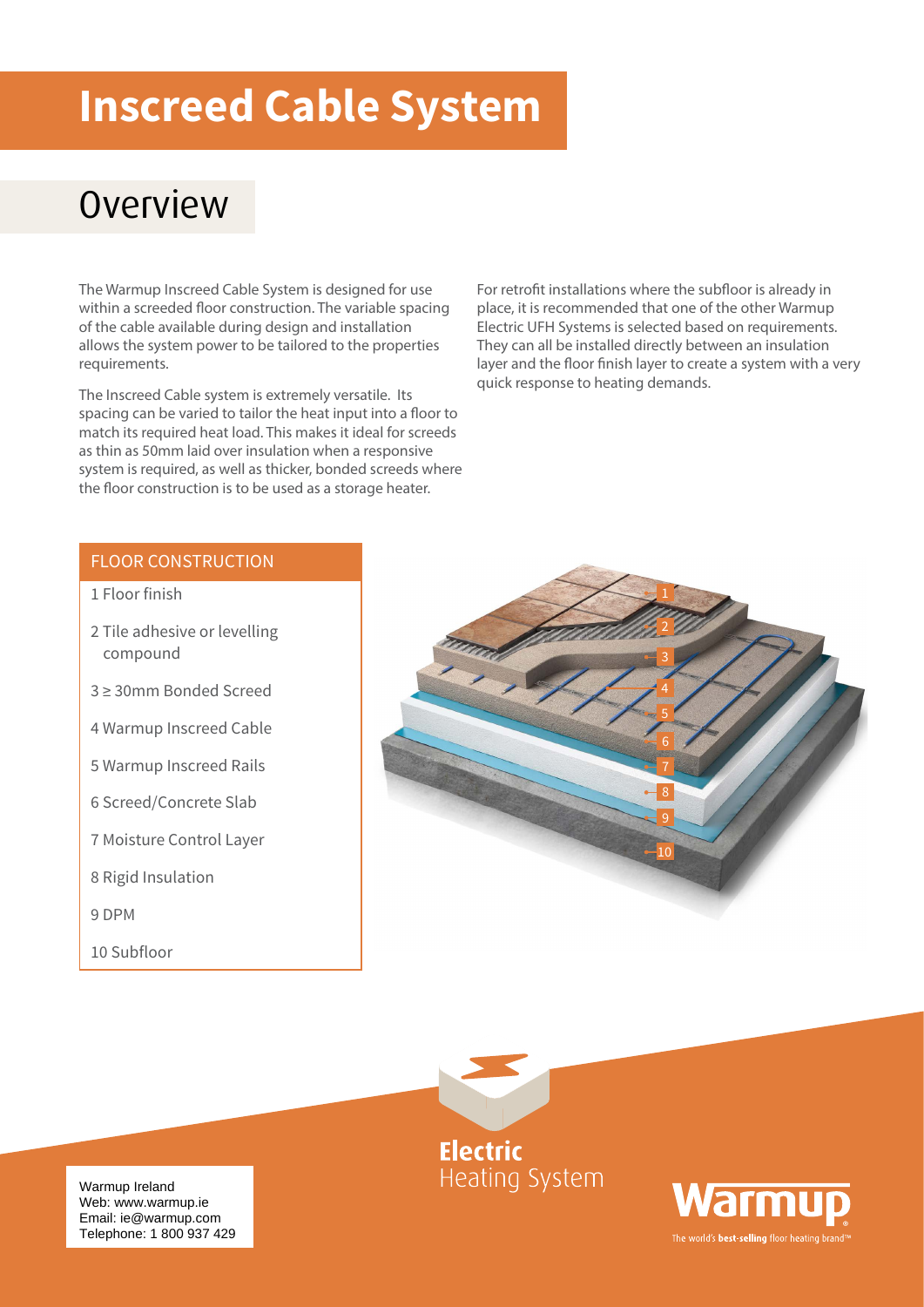# Inscreed Cable System

## Overview

The Warmup Inscreed Cable System is designed for use within a screeded floor construction. The variable spacing of the cable available during design and installation allows the system power to be tailored to the properties requirements.

The Inscreed Cable system is extremely versatile. Its spacing can be varied to tailor the heat input into a floor to match its required heat load. This makes it ideal for screeds as thin as 50mm laid over insulation when a responsive system is required, as well as thicker, bonded screeds where the floor construction is to be used as a storage heater.

For retrofit installations where the subfloor is already in place, it is recommended that one of the other Warmup Electric UFH Systems is selected based on requirements. They can all be installed directly between an insulation layer and the floor finish layer to create a system with a very quick response to heating demands.

### FLOOR CONSTRUCTION

1 Floor finish

2 Tile adhesive or levelling compound

3 ≥ 30mm Bonded Screed

4 Warmup Inscreed Cable

5 Warmup Inscreed Rails

6 Screed/Concrete Slab

7 Moisture Control Layer

8 Rigid Insulation

9 DPM

10 Subfloor

**Electric** Heating System

Warmup Ireland
Web: www.warmup.ie
Email: ie@warmup.com
Telephone: 1 800 937 429

Warmup
The world's **best-selling** floor heating brand™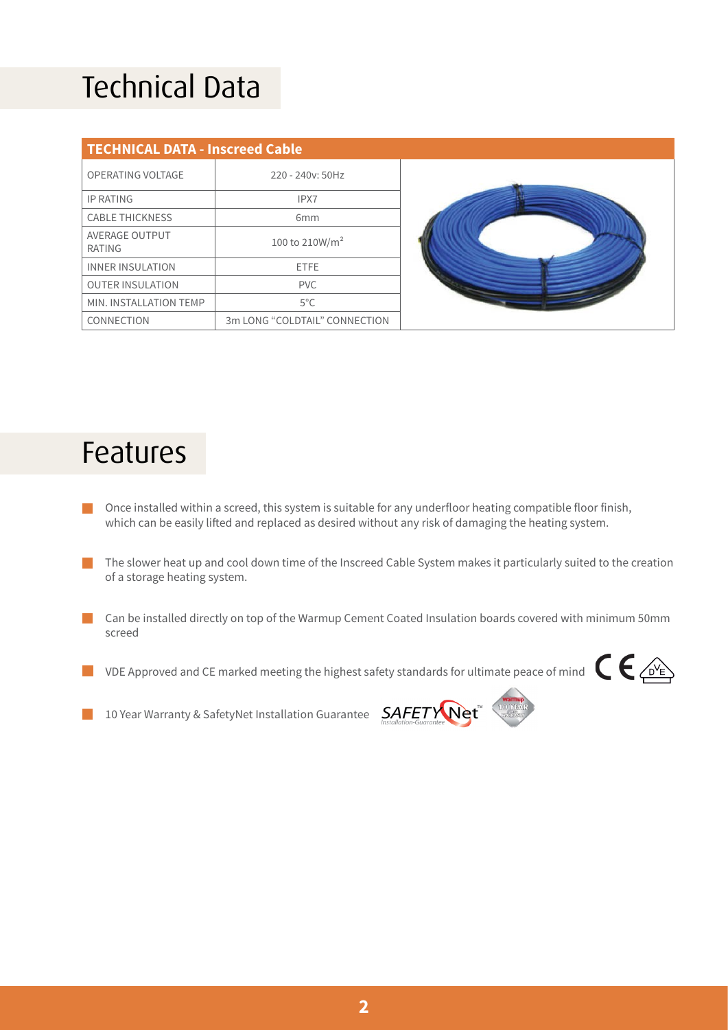# Technical Data

| TECHNICAL DATA - Inscreed Cable | |
|---|---|
| OPERATING VOLTAGE | 220 - 240v: 50Hz |
| IP RATING | IPX7 |
| CABLE THICKNESS | 6mm |
| AVERAGE OUTPUT RATING | 100 to 210W/m$^2$ |
| INNER INSULATION | ETFE |
| OUTER INSULATION | PVC |
| MIN. INSTALLATION TEMP | 5°C |
| CONNECTION | 3m LONG "COLDTAIL" CONNECTION |

# Features

- Once installed within a screed, this system is suitable for any underfloor heating compatible floor finish, which can be easily lifted and replaced as desired without any risk of damaging the heating system.
- The slower heat up and cool down time of the Inscreed Cable System makes it particularly suited to the creation of a storage heating system.
- Can be installed directly on top of the Warmup Cement Coated Insulation boards covered with minimum 50mm screed
- VDE Approved and CE marked meeting the highest safety standards for ultimate peace of mind
- 10 Year Warranty & SafetyNet Installation Guarantee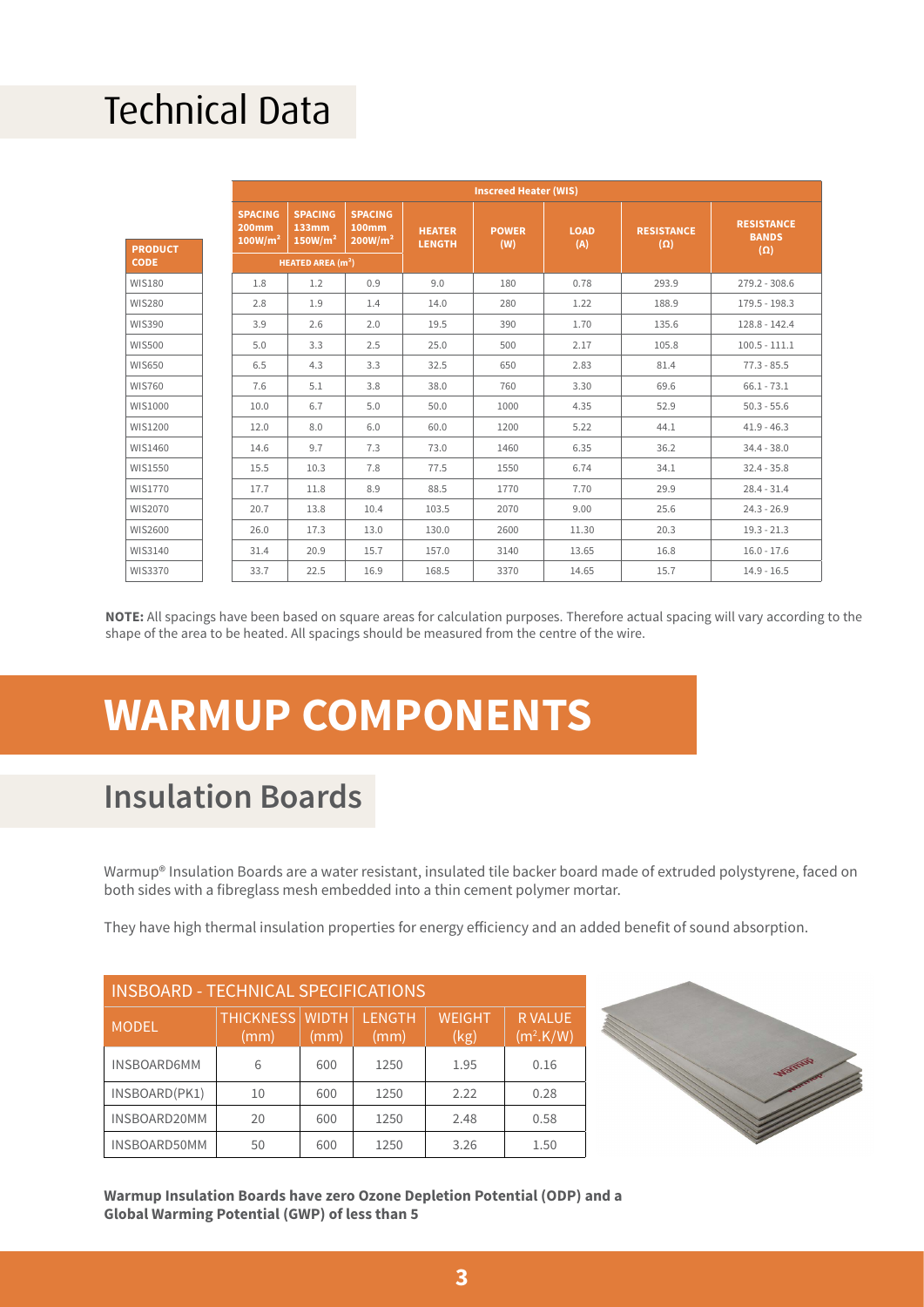# Technical Data

| PRODUCT CODE | Inscreed Heater (WIS) | | | | | | | |
|---|---|---|---|---|---|---|---|---|
| | SPACING 200mm $100W/m^2$ | SPACING 133mm $150W/m^2$ | SPACING 100mm $200W/m^2$ | HEATER LENGTH | POWER (W) | LOAD (A) | RESISTANCE (Ω) | RESISTANCE BANDS (Ω) |
| | HEATED AREA ($m^2$) | | | | | | | |
| WIS180 | 1.8 | 1.2 | 0.9 | 9.0 | 180 | 0.78 | 293.9 | 279.2 - 308.6 |
| WIS280 | 2.8 | 1.9 | 1.4 | 14.0 | 280 | 1.22 | 188.9 | 179.5 - 198.3 |
| WIS390 | 3.9 | 2.6 | 2.0 | 19.5 | 390 | 1.70 | 135.6 | 128.8 - 142.4 |
| WIS500 | 5.0 | 3.3 | 2.5 | 25.0 | 500 | 2.17 | 105.8 | 100.5 - 111.1 |
| WIS650 | 6.5 | 4.3 | 3.3 | 32.5 | 650 | 2.83 | 81.4 | 77.3 - 85.5 |
| WIS760 | 7.6 | 5.1 | 3.8 | 38.0 | 760 | 3.30 | 69.6 | 66.1 - 73.1 |
| WIS1000 | 10.0 | 6.7 | 5.0 | 50.0 | 1000 | 4.35 | 52.9 | 50.3 - 55.6 |
| WIS1200 | 12.0 | 8.0 | 6.0 | 60.0 | 1200 | 5.22 | 44.1 | 41.9 - 46.3 |
| WIS1460 | 14.6 | 9.7 | 7.3 | 73.0 | 1460 | 6.35 | 36.2 | 34.4 - 38.0 |
| WIS1550 | 15.5 | 10.3 | 7.8 | 77.5 | 1550 | 6.74 | 34.1 | 32.4 - 35.8 |
| WIS1770 | 17.7 | 11.8 | 8.9 | 88.5 | 1770 | 7.70 | 29.9 | 28.4 - 31.4 |
| WIS2070 | 20.7 | 13.8 | 10.4 | 103.5 | 2070 | 9.00 | 25.6 | 24.3 - 26.9 |
| WIS2600 | 26.0 | 17.3 | 13.0 | 130.0 | 2600 | 11.30 | 20.3 | 19.3 - 21.3 |
| WIS3140 | 31.4 | 20.9 | 15.7 | 157.0 | 3140 | 13.65 | 16.8 | 16.0 - 17.6 |
| WIS3370 | 33.7 | 22.5 | 16.9 | 168.5 | 3370 | 14.65 | 15.7 | 14.9 - 16.5 |

**NOTE:** All spacings have been based on square areas for calculation purposes. Therefore actual spacing will vary according to the shape of the area to be heated. All spacings should be measured from the centre of the wire.

# WARMUP COMPONENTS

## Insulation Boards

Warmup® Insulation Boards are a water resistant, insulated tile backer board made of extruded polystyrene, faced on both sides with a fibreglass mesh embedded into a thin cement polymer mortar.

They have high thermal insulation properties for energy efficiency and an added benefit of sound absorption.

| INSBOARD - TECHNICAL SPECIFICATIONS | | | | | |
|---|---|---|---|---|---|
| MODEL | THICKNESS (mm) | WIDTH (mm) | LENGTH (mm) | WEIGHT (kg) | R VALUE ($m^2$.K/W) |
| INSBOARD6MM | 6 | 600 | 1250 | 1.95 | 0.16 |
| INSBOARD(PK1) | 10 | 600 | 1250 | 2.22 | 0.28 |
| INSBOARD20MM | 20 | 600 | 1250 | 2.48 | 0.58 |
| INSBOARD50MM | 50 | 600 | 1250 | 3.26 | 1.50 |

**Warmup Insulation Boards have zero Ozone Depletion Potential (ODP) and a Global Warming Potential (GWP) of less than 5**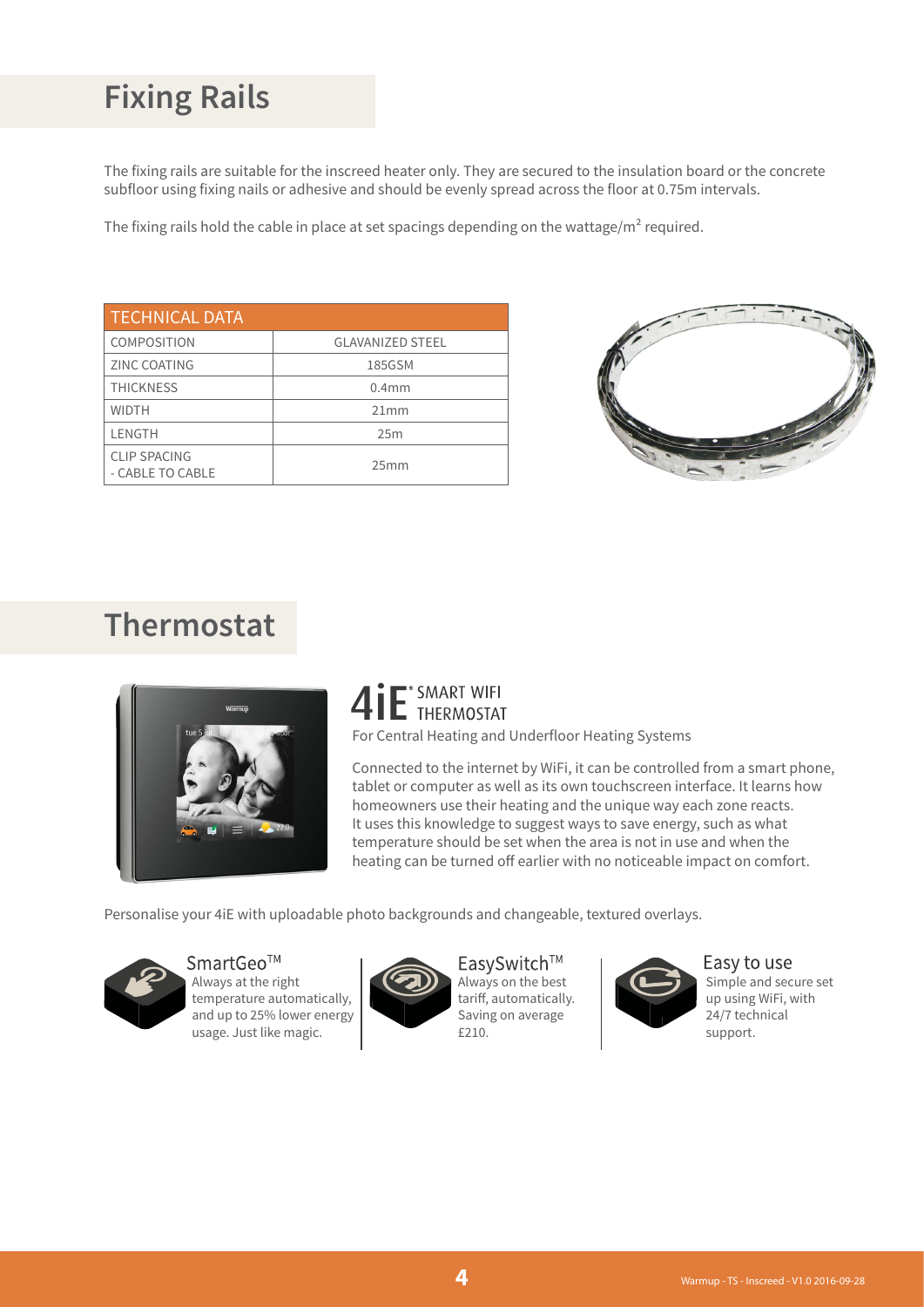## Fixing Rails

The fixing rails are suitable for the inscreed heater only. They are secured to the insulation board or the concrete subfloor using fixing nails or adhesive and should be evenly spread across the floor at 0.75m intervals.

The fixing rails hold the cable in place at set spacings depending on the wattage/m² required.

| TECHNICAL DATA | |
|---|---|
| COMPOSITION | GLAVANIZED STEEL |
| ZINC COATING | 185GSM |
| THICKNESS | 0.4mm |
| WIDTH | 21mm |
| LENGTH | 25m |
| CLIP SPACING - CABLE TO CABLE | 25mm |

## Thermostat

**4iE® SMART WIFI THERMOSTAT**

For Central Heating and Underfloor Heating Systems

Connected to the internet by WiFi, it can be controlled from a smart phone, tablet or computer as well as its own touchscreen interface. It learns how homeowners use their heating and the unique way each zone reacts. It uses this knowledge to suggest ways to save energy, such as what temperature should be set when the area is not in use and when the heating can be turned off earlier with no noticeable impact on comfort.

Personalise your 4iE with uploadable photo backgrounds and changeable, textured overlays.

**SmartGeo™**
Always at the right temperature automatically, and up to 25% lower energy usage. Just like magic.

**EasySwitch™**
Always on the best tariff, automatically. Saving on average £210.

**Easy to use**
Simple and secure set up using WiFi, with 24/7 technical support.